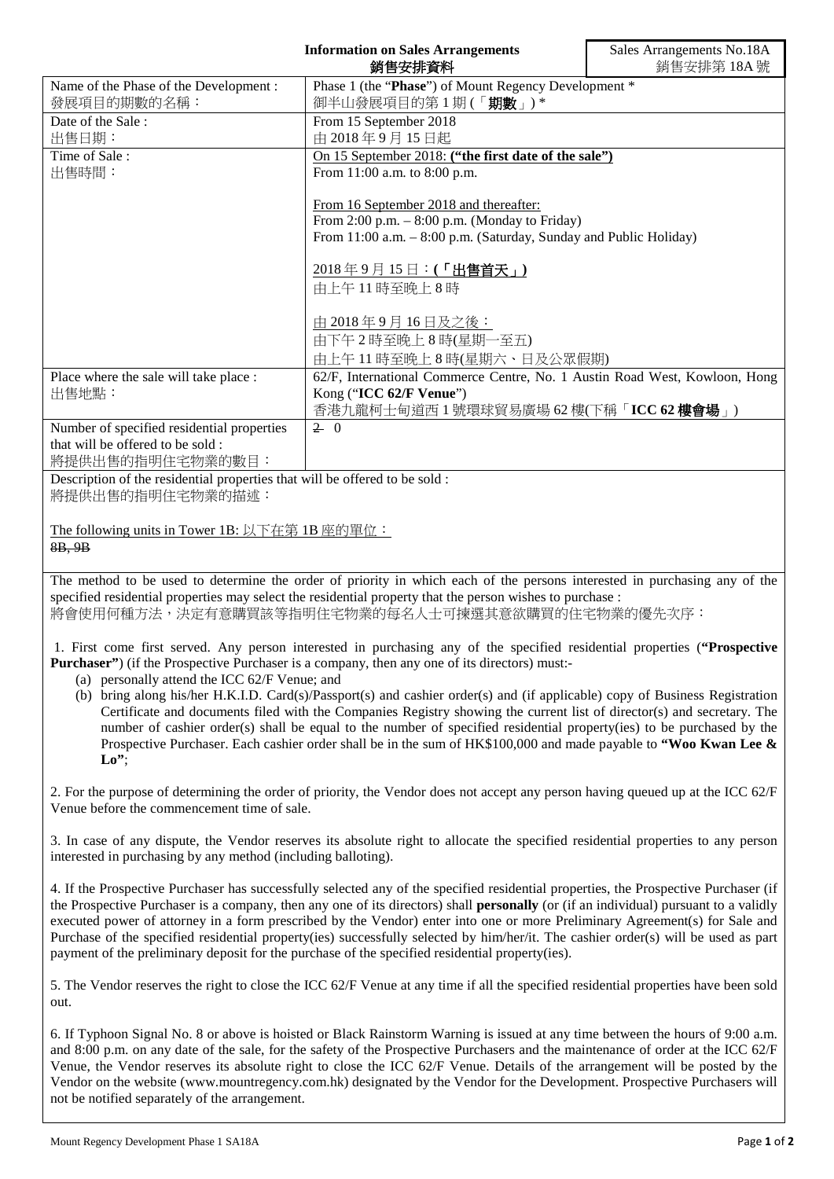# Information on Sales Arrangements
# 銷售安排資料

Sales Arrangements No.18A
銷售安排第 18A 號

| | |
|---|---|
| Name of the Phase of the Development :<br>發展項目的期數的名稱： | Phase 1 (the "**Phase**") of Mount Regency Development *<br>御半山發展項目的第 1 期 (「**期數**」) * |
| Date of the Sale :<br>出售日期： | From 15 September 2018<br>由 2018 年 9 月 15 日起 |
| Time of Sale :<br>出售時間： | On 15 September 2018: **("the first date of the sale")**<br>From 11:00 a.m. to 8:00 p.m.<br><br>From 16 September 2018 and thereafter:<br>From 2:00 p.m. – 8:00 p.m. (Monday to Friday)<br>From 11:00 a.m. – 8:00 p.m. (Saturday, Sunday and Public Holiday)<br><br>2018 年 9 月 15 日：**(「出售首天」)**<br>由上午 11 時至晚上 8 時<br><br>由 2018 年 9 月 16 日及之後：<br>由下午 2 時至晚上 8 時(星期一至五)<br>由上午 11 時至晚上 8 時(星期六、日及公眾假期) |
| Place where the sale will take place :<br>出售地點： | 62/F, International Commerce Centre, No. 1 Austin Road West, Kowloon, Hong Kong ("**ICC 62/F Venue**")<br>香港九龍柯士甸道西 1 號環球貿易廣場 62 樓(下稱「**ICC 62 樓會場**」) |
| Number of specified residential properties that will be offered to be sold :<br>將提供出售的指明住宅物業的數目： | ~~2~~ 0 |

Description of the residential properties that will be offered to be sold :
將提供出售的指明住宅物業的描述：

The following units in Tower 1B: 以下在第 1B 座的單位：
~~8B, 9B~~

The method to be used to determine the order of priority in which each of the persons interested in purchasing any of the specified residential properties may select the residential property that the person wishes to purchase :
將會使用何種方法，決定有意購買該等指明住宅物業的每名人士可揀選其意欲購買的住宅物業的優先次序：

1. First come first served. Any person interested in purchasing any of the specified residential properties (**"Prospective Purchaser"**) (if the Prospective Purchaser is a company, then any one of its directors) must:-
   (a) personally attend the ICC 62/F Venue; and
   (b) bring along his/her H.K.I.D. Card(s)/Passport(s) and cashier order(s) and (if applicable) copy of Business Registration Certificate and documents filed with the Companies Registry showing the current list of director(s) and secretary. The number of cashier order(s) shall be equal to the number of specified residential property(ies) to be purchased by the Prospective Purchaser. Each cashier order shall be in the sum of HK$100,000 and made payable to **"Woo Kwan Lee & Lo"**;

2. For the purpose of determining the order of priority, the Vendor does not accept any person having queued up at the ICC 62/F Venue before the commencement time of sale.

3. In case of any dispute, the Vendor reserves its absolute right to allocate the specified residential properties to any person interested in purchasing by any method (including balloting).

4. If the Prospective Purchaser has successfully selected any of the specified residential properties, the Prospective Purchaser (if the Prospective Purchaser is a company, then any one of its directors) shall **personally** (or (if an individual) pursuant to a validly executed power of attorney in a form prescribed by the Vendor) enter into one or more Preliminary Agreement(s) for Sale and Purchase of the specified residential property(ies) successfully selected by him/her/it. The cashier order(s) will be used as part payment of the preliminary deposit for the purchase of the specified residential property(ies).

5. The Vendor reserves the right to close the ICC 62/F Venue at any time if all the specified residential properties have been sold out.

6. If Typhoon Signal No. 8 or above is hoisted or Black Rainstorm Warning is issued at any time between the hours of 9:00 a.m. and 8:00 p.m. on any date of the sale, for the safety of the Prospective Purchasers and the maintenance of order at the ICC 62/F Venue, the Vendor reserves its absolute right to close the ICC 62/F Venue. Details of the arrangement will be posted by the Vendor on the website (www.mountregency.com.hk) designated by the Vendor for the Development. Prospective Purchasers will not be notified separately of the arrangement.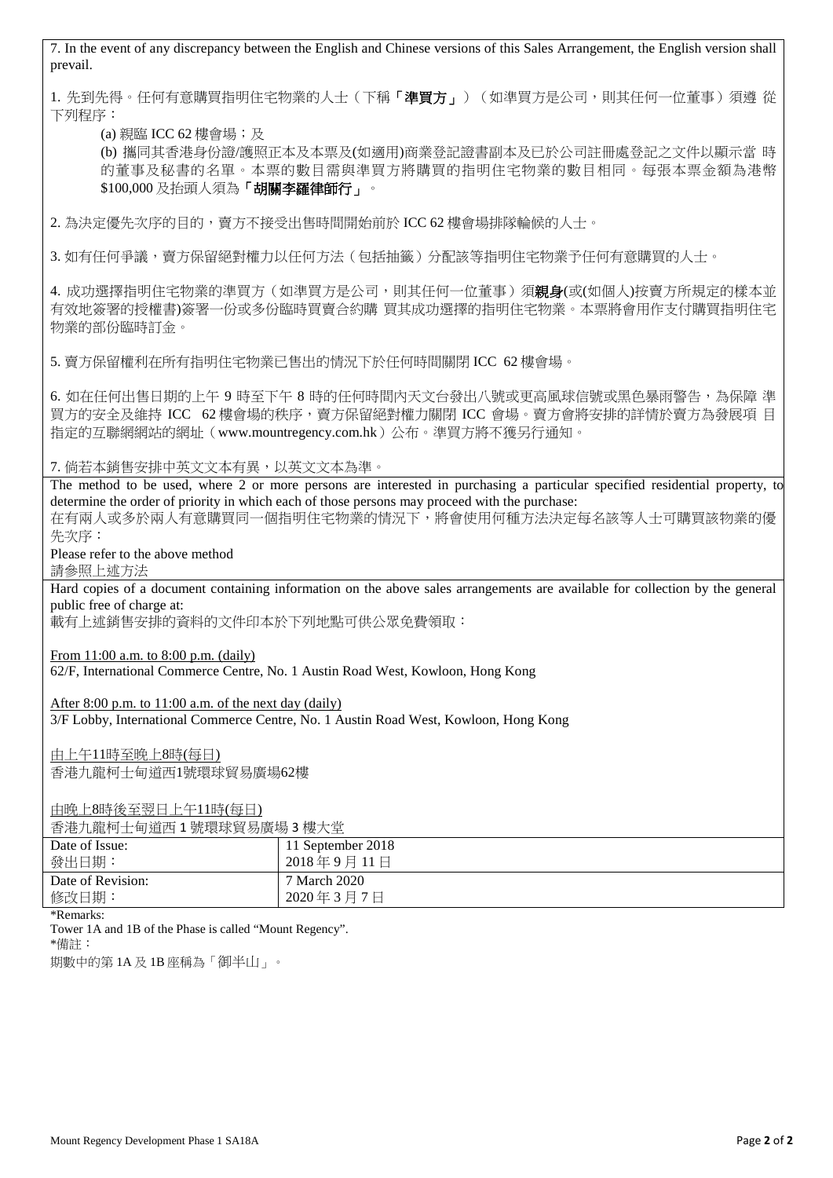7. In the event of any discrepancy between the English and Chinese versions of this Sales Arrangement, the English version shall prevail.

1. 先到先得。任何有意購買指明住宅物業的人士（下稱**「準買方」**）（如準買方是公司，則其任何一位董事）須遵 從下列程序：

(a) 親臨 ICC 62 樓會場；及

(b) 攜同其香港身份證/護照正本及本票及(如適用)商業登記證書副本及已於公司註冊處登記之文件以顯示當 時的董事及秘書的名單。本票的數目需與準買方將購買的指明住宅物業的數目相同。每張本票金額為港幣 $100,000 及抬頭人須為**「胡關李羅律師行」**。

2. 為決定優先次序的目的，賣方不接受出售時間開始前於 ICC 62 樓會場排隊輪候的人士。

3. 如有任何爭議，賣方保留絕對權力以任何方法（包括抽籤）分配該等指明住宅物業予任何有意購買的人士。

4. 成功選擇指明住宅物業的準買方（如準買方是公司，則其任何一位董事）須**親身**(或(如個人)按賣方所規定的樣本並有效地簽署的授權書)簽署一份或多份臨時買賣合約購 買其成功選擇的指明住宅物業。本票將會用作支付購買指明住宅物業的部份臨時訂金。

5. 賣方保留權利在所有指明住宅物業已售出的情況下於任何時間關閉 ICC 62 樓會場。

6. 如在任何出售日期的上午 9 時至下午 8 時的任何時間內天文台發出八號或更高風球信號或黑色暴雨警告，為保障 準買方的安全及維持 ICC 62 樓會場的秩序，賣方保留絕對權力關閉 ICC 會場。賣方會將安排的詳情於賣方為發展項 目指定的互聯網網站的網址（www.mountregency.com.hk）公布。準買方將不獲另行通知。

7. 倘若本銷售安排中英文文本有異，以英文文本為準。

The method to be used, where 2 or more persons are interested in purchasing a particular specified residential property, to determine the order of priority in which each of those persons may proceed with the purchase:

在有兩人或多於兩人有意購買同一個指明住宅物業的情況下，將會使用何種方法決定每名該等人士可購買該物業的優先次序：

Please refer to the above method

請參照上述方法

Hard copies of a document containing information on the above sales arrangements are available for collection by the general public free of charge at:

載有上述銷售安排的資料的文件印本於下列地點可供公眾免費領取：

From 11:00 a.m. to 8:00 p.m. (daily)

62/F, International Commerce Centre, No. 1 Austin Road West, Kowloon, Hong Kong

After 8:00 p.m. to 11:00 a.m. of the next day (daily)

3/F Lobby, International Commerce Centre, No. 1 Austin Road West, Kowloon, Hong Kong

由上午11時至晚上8時(每日)

香港九龍柯士甸道西1號環球貿易廣場62樓

由晚上8時後至翌日上午11時(每日)

香港九龍柯士甸道西 1 號環球貿易廣場 3 樓大堂

| | |
|---|---|
| Date of Issue:<br>發出日期： | 11 September 2018<br>2018 年 9 月 11 日 |
| Date of Revision:<br>修改日期： | 7 March 2020<br>2020 年 3 月 7 日 |

*Remarks:

Tower 1A and 1B of the Phase is called "Mount Regency".

*備註：

期數中的第 1A 及 1B 座稱為「御半山」。